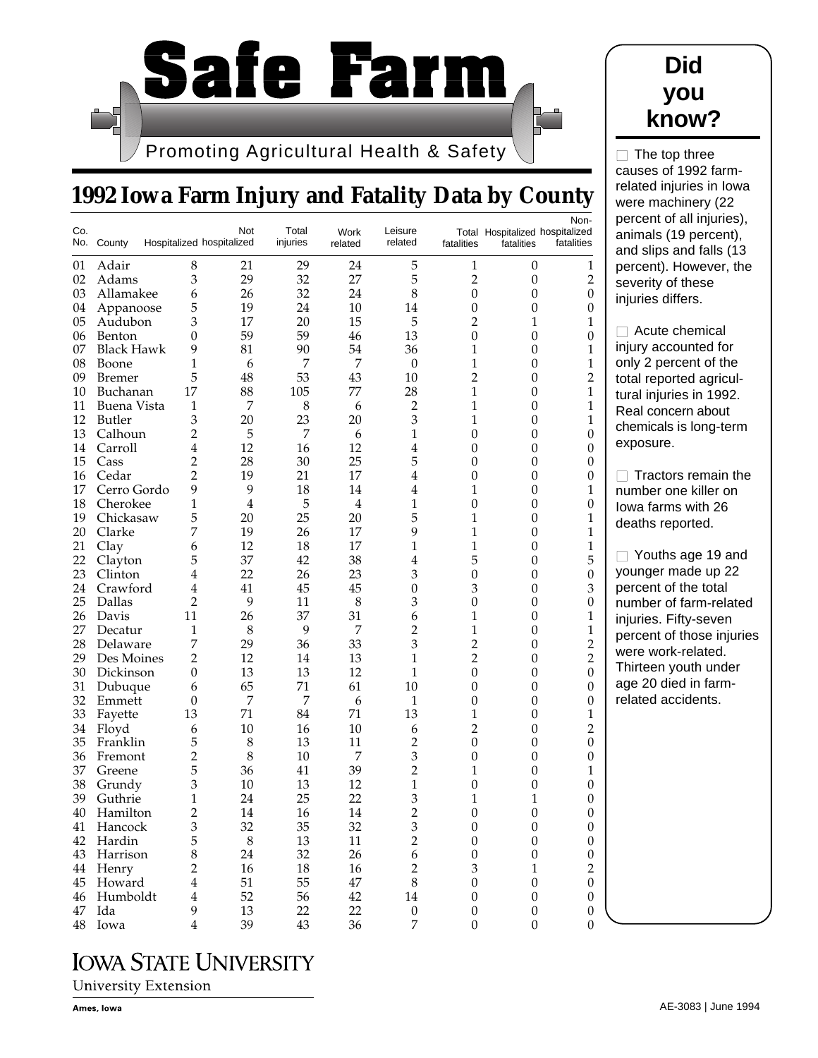# Safe Farm

Promoting Agricultural Health & Safety

## 1992 Iowa Farm Injury and Fatality Data by County

| Co. No. | County | Hospitalized | Not hospitalized | Total injuries | Work related | Leisure related | Total fatalities | Hospitalized fatalities | Non-hospitalized fatalities |
|---|---|---|---|---|---|---|---|---|---|
| 01 | Adair | 8 | 21 | 29 | 24 | 5 | 1 | 0 | 1 |
| 02 | Adams | 3 | 29 | 32 | 27 | 5 | 2 | 0 | 2 |
| 03 | Allamakee | 6 | 26 | 32 | 24 | 8 | 0 | 0 | 0 |
| 04 | Appanoose | 5 | 19 | 24 | 10 | 14 | 0 | 0 | 0 |
| 05 | Audubon | 3 | 17 | 20 | 15 | 5 | 2 | 1 | 1 |
| 06 | Benton | 0 | 59 | 59 | 46 | 13 | 0 | 0 | 0 |
| 07 | Black Hawk | 9 | 81 | 90 | 54 | 36 | 1 | 0 | 1 |
| 08 | Boone | 1 | 6 | 7 | 7 | 0 | 1 | 0 | 1 |
| 09 | Bremer | 5 | 48 | 53 | 43 | 10 | 2 | 0 | 2 |
| 10 | Buchanan | 17 | 88 | 105 | 77 | 28 | 1 | 0 | 1 |
| 11 | Buena Vista | 1 | 7 | 8 | 6 | 2 | 1 | 0 | 1 |
| 12 | Butler | 3 | 20 | 23 | 20 | 3 | 1 | 0 | 1 |
| 13 | Calhoun | 2 | 5 | 7 | 6 | 1 | 0 | 0 | 0 |
| 14 | Carroll | 4 | 12 | 16 | 12 | 4 | 0 | 0 | 0 |
| 15 | Cass | 2 | 28 | 30 | 25 | 5 | 0 | 0 | 0 |
| 16 | Cedar | 2 | 19 | 21 | 17 | 4 | 0 | 0 | 0 |
| 17 | Cerro Gordo | 9 | 9 | 18 | 14 | 4 | 1 | 0 | 1 |
| 18 | Cherokee | 1 | 4 | 5 | 4 | 1 | 0 | 0 | 0 |
| 19 | Chickasaw | 5 | 20 | 25 | 20 | 5 | 1 | 0 | 1 |
| 20 | Clarke | 7 | 19 | 26 | 17 | 9 | 1 | 0 | 1 |
| 21 | Clay | 6 | 12 | 18 | 17 | 1 | 1 | 0 | 1 |
| 22 | Clayton | 5 | 37 | 42 | 38 | 4 | 5 | 0 | 5 |
| 23 | Clinton | 4 | 22 | 26 | 23 | 3 | 0 | 0 | 0 |
| 24 | Crawford | 4 | 41 | 45 | 45 | 0 | 3 | 0 | 3 |
| 25 | Dallas | 2 | 9 | 11 | 8 | 3 | 0 | 0 | 0 |
| 26 | Davis | 11 | 26 | 37 | 31 | 6 | 1 | 0 | 1 |
| 27 | Decatur | 1 | 8 | 9 | 7 | 2 | 1 | 0 | 1 |
| 28 | Delaware | 7 | 29 | 36 | 33 | 3 | 2 | 0 | 2 |
| 29 | Des Moines | 2 | 12 | 14 | 13 | 1 | 2 | 0 | 2 |
| 30 | Dickinson | 0 | 13 | 13 | 12 | 1 | 0 | 0 | 0 |
| 31 | Dubuque | 6 | 65 | 71 | 61 | 10 | 0 | 0 | 0 |
| 32 | Emmett | 0 | 7 | 7 | 6 | 1 | 0 | 0 | 0 |
| 33 | Fayette | 13 | 71 | 84 | 71 | 13 | 1 | 0 | 1 |
| 34 | Floyd | 6 | 10 | 16 | 10 | 6 | 2 | 0 | 2 |
| 35 | Franklin | 5 | 8 | 13 | 11 | 2 | 0 | 0 | 0 |
| 36 | Fremont | 2 | 8 | 10 | 7 | 3 | 0 | 0 | 0 |
| 37 | Greene | 5 | 36 | 41 | 39 | 2 | 1 | 0 | 1 |
| 38 | Grundy | 3 | 10 | 13 | 12 | 1 | 0 | 0 | 0 |
| 39 | Guthrie | 1 | 24 | 25 | 22 | 3 | 1 | 1 | 0 |
| 40 | Hamilton | 2 | 14 | 16 | 14 | 2 | 0 | 0 | 0 |
| 41 | Hancock | 3 | 32 | 35 | 32 | 3 | 0 | 0 | 0 |
| 42 | Hardin | 5 | 8 | 13 | 11 | 2 | 0 | 0 | 0 |
| 43 | Harrison | 8 | 24 | 32 | 26 | 6 | 0 | 0 | 0 |
| 44 | Henry | 2 | 16 | 18 | 16 | 2 | 3 | 1 | 2 |
| 45 | Howard | 4 | 51 | 55 | 47 | 8 | 0 | 0 | 0 |
| 46 | Humboldt | 4 | 52 | 56 | 42 | 14 | 0 | 0 | 0 |
| 47 | Ida | 9 | 13 | 22 | 22 | 0 | 0 | 0 | 0 |
| 48 | Iowa | 4 | 39 | 43 | 36 | 7 | 0 | 0 | 0 |

## Did you know?

- The top three causes of 1992 farm-related injuries in Iowa were machinery (22 percent of all injuries), animals (19 percent), and slips and falls (13 percent). However, the severity of these injuries differs.
- Acute chemical injury accounted for only 2 percent of the total reported agricultural injuries in 1992. Real concern about chemicals is long-term exposure.
- Tractors remain the number one killer on Iowa farms with 26 deaths reported.
- Youths age 19 and younger made up 22 percent of the total number of farm-related injuries. Fifty-seven percent of those injuries were work-related. Thirteen youth under age 20 died in farm-related accidents.

IOWA STATE UNIVERSITY
University Extension
Ames, Iowa

AE-3083 | June 1994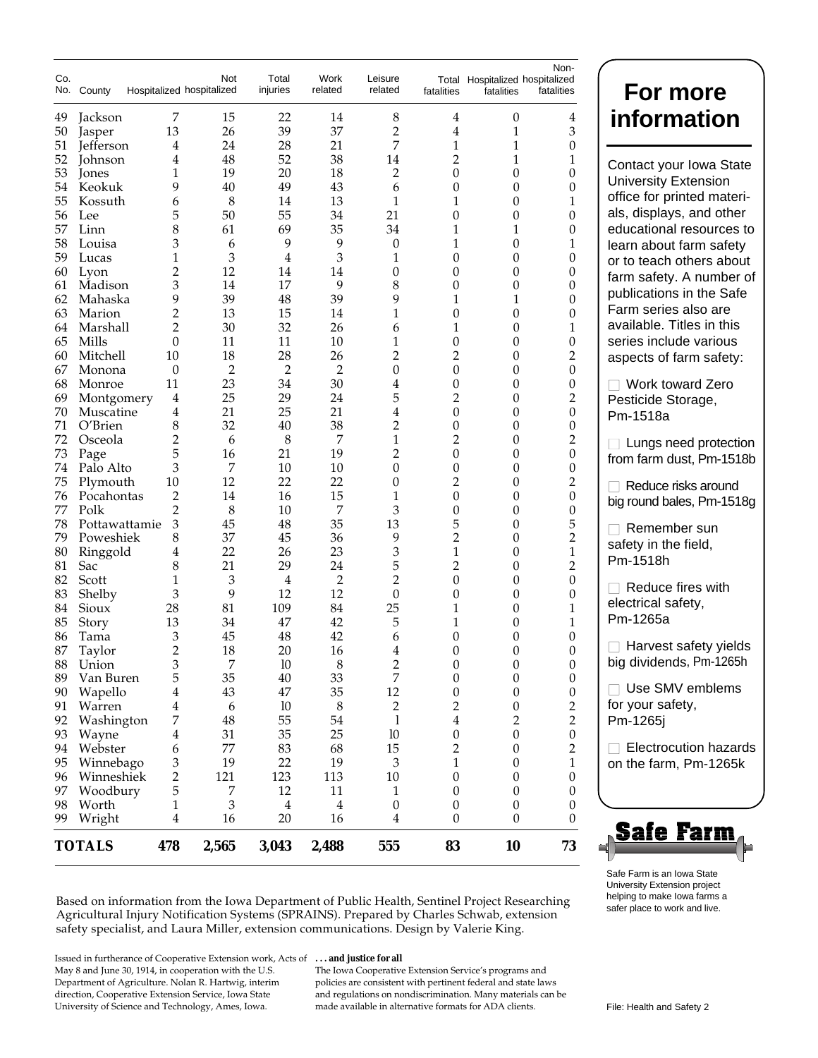| Co. No. | County | Hospitalized | Not hospitalized | Total injuries | Work related | Leisure related | Total fatalities | Hospitalized fatalities | Non-hospitalized fatalities |
|---|---|---|---|---|---|---|---|---|---|
| 49 | Jackson | 7 | 15 | 22 | 14 | 8 | 4 | 0 | 4 |
| 50 | Jasper | 13 | 26 | 39 | 37 | 2 | 4 | 1 | 3 |
| 51 | Jefferson | 4 | 24 | 28 | 21 | 7 | 1 | 1 | 0 |
| 52 | Johnson | 4 | 48 | 52 | 38 | 14 | 2 | 1 | 1 |
| 53 | Jones | 1 | 19 | 20 | 18 | 2 | 0 | 0 | 0 |
| 54 | Keokuk | 9 | 40 | 49 | 43 | 6 | 0 | 0 | 0 |
| 55 | Kossuth | 6 | 8 | 14 | 13 | 1 | 1 | 0 | 1 |
| 56 | Lee | 5 | 50 | 55 | 34 | 21 | 0 | 0 | 0 |
| 57 | Linn | 8 | 61 | 69 | 35 | 34 | 1 | 1 | 0 |
| 58 | Louisa | 3 | 6 | 9 | 9 | 0 | 1 | 0 | 1 |
| 59 | Lucas | 1 | 3 | 4 | 3 | 1 | 0 | 0 | 0 |
| 60 | Lyon | 2 | 12 | 14 | 14 | 0 | 0 | 0 | 0 |
| 61 | Madison | 3 | 14 | 17 | 9 | 8 | 0 | 0 | 0 |
| 62 | Mahaska | 9 | 39 | 48 | 39 | 9 | 1 | 1 | 0 |
| 63 | Marion | 2 | 13 | 15 | 14 | 1 | 0 | 0 | 0 |
| 64 | Marshall | 2 | 30 | 32 | 26 | 6 | 1 | 0 | 1 |
| 65 | Mills | 0 | 11 | 11 | 10 | 1 | 0 | 0 | 0 |
| 60 | Mitchell | 10 | 18 | 28 | 26 | 2 | 2 | 0 | 2 |
| 67 | Monona | 0 | 2 | 2 | 2 | 0 | 0 | 0 | 0 |
| 68 | Monroe | 11 | 23 | 34 | 30 | 4 | 0 | 0 | 0 |
| 69 | Montgomery | 4 | 25 | 29 | 24 | 5 | 2 | 0 | 2 |
| 70 | Muscatine | 4 | 21 | 25 | 21 | 4 | 0 | 0 | 0 |
| 71 | O'Brien | 8 | 32 | 40 | 38 | 2 | 0 | 0 | 0 |
| 72 | Osceola | 2 | 6 | 8 | 7 | 1 | 2 | 0 | 2 |
| 73 | Page | 5 | 16 | 21 | 19 | 2 | 0 | 0 | 0 |
| 74 | Palo Alto | 3 | 7 | 10 | 10 | 0 | 0 | 0 | 0 |
| 75 | Plymouth | 10 | 12 | 22 | 22 | 0 | 2 | 0 | 2 |
| 76 | Pocahontas | 2 | 14 | 16 | 15 | 1 | 0 | 0 | 0 |
| 77 | Polk | 2 | 8 | 10 | 7 | 3 | 0 | 0 | 0 |
| 78 | Pottawattamie | 3 | 45 | 48 | 35 | 13 | 5 | 0 | 5 |
| 79 | Poweshiek | 8 | 37 | 45 | 36 | 9 | 2 | 0 | 2 |
| 80 | Ringgold | 4 | 22 | 26 | 23 | 3 | 1 | 0 | 1 |
| 81 | Sac | 8 | 21 | 29 | 24 | 5 | 2 | 0 | 2 |
| 82 | Scott | 1 | 3 | 4 | 2 | 2 | 0 | 0 | 0 |
| 83 | Shelby | 3 | 9 | 12 | 12 | 0 | 0 | 0 | 0 |
| 84 | Sioux | 28 | 81 | 109 | 84 | 25 | 1 | 0 | 1 |
| 85 | Story | 13 | 34 | 47 | 42 | 5 | 1 | 0 | 1 |
| 86 | Tama | 3 | 45 | 48 | 42 | 6 | 0 | 0 | 0 |
| 87 | Taylor | 2 | 18 | 20 | 16 | 4 | 0 | 0 | 0 |
| 88 | Union | 3 | 7 | 10 | 8 | 2 | 0 | 0 | 0 |
| 89 | Van Buren | 5 | 35 | 40 | 33 | 7 | 0 | 0 | 0 |
| 90 | Wapello | 4 | 43 | 47 | 35 | 12 | 0 | 0 | 0 |
| 91 | Warren | 4 | 6 | 10 | 8 | 2 | 2 | 0 | 2 |
| 92 | Washington | 7 | 48 | 55 | 54 | 1 | 4 | 2 | 2 |
| 93 | Wayne | 4 | 31 | 35 | 25 | 10 | 0 | 0 | 0 |
| 94 | Webster | 6 | 77 | 83 | 68 | 15 | 2 | 0 | 2 |
| 95 | Winnebago | 3 | 19 | 22 | 19 | 3 | 1 | 0 | 1 |
| 96 | Winneshiek | 2 | 121 | 123 | 113 | 10 | 0 | 0 | 0 |
| 97 | Woodbury | 5 | 7 | 12 | 11 | 1 | 0 | 0 | 0 |
| 98 | Worth | 1 | 3 | 4 | 4 | 0 | 0 | 0 | 0 |
| 99 | Wright | 4 | 16 | 20 | 16 | 4 | 0 | 0 | 0 |
| **TOTALS** | | **478** | **2,565** | **3,043** | **2,488** | **555** | **83** | **10** | **73** |

Based on information from the Iowa Department of Public Health, Sentinel Project Researching Agricultural Injury Notification Systems (SPRAINS). Prepared by Charles Schwab, extension safety specialist, and Laura Miller, extension communications. Design by Valerie King.

## For more information

Contact your Iowa State University Extension office for printed materials, displays, and other educational resources to learn about farm safety or to teach others about farm safety. A number of publications in the Safe Farm series also are available. Titles in this series include various aspects of farm safety:

- Work toward Zero Pesticide Storage, Pm-1518a
- Lungs need protection from farm dust, Pm-1518b
- Reduce risks around big round bales, Pm-1518g
- Remember sun safety in the field, Pm-1518h
- Reduce fires with electrical safety, Pm-1265a
- Harvest safety yields big dividends, Pm-1265h
- Use SMV emblems for your safety, Pm-1265j
- Electrocution hazards on the farm, Pm-1265k

**Safe Farm**

Safe Farm is an Iowa State University Extension project helping to make Iowa farms a safer place to work and live.

Issued in furtherance of Cooperative Extension work, Acts of May 8 and June 30, 1914, in cooperation with the U.S. Department of Agriculture. Nolan R. Hartwig, interim direction, Cooperative Extension Service, Iowa State University of Science and Technology, Ames, Iowa.

**. . . and justice for all**
The Iowa Cooperative Extension Service's programs and policies are consistent with pertinent federal and state laws and regulations on nondiscrimination. Many materials can be made available in alternative formats for ADA clients.

File: Health and Safety 2